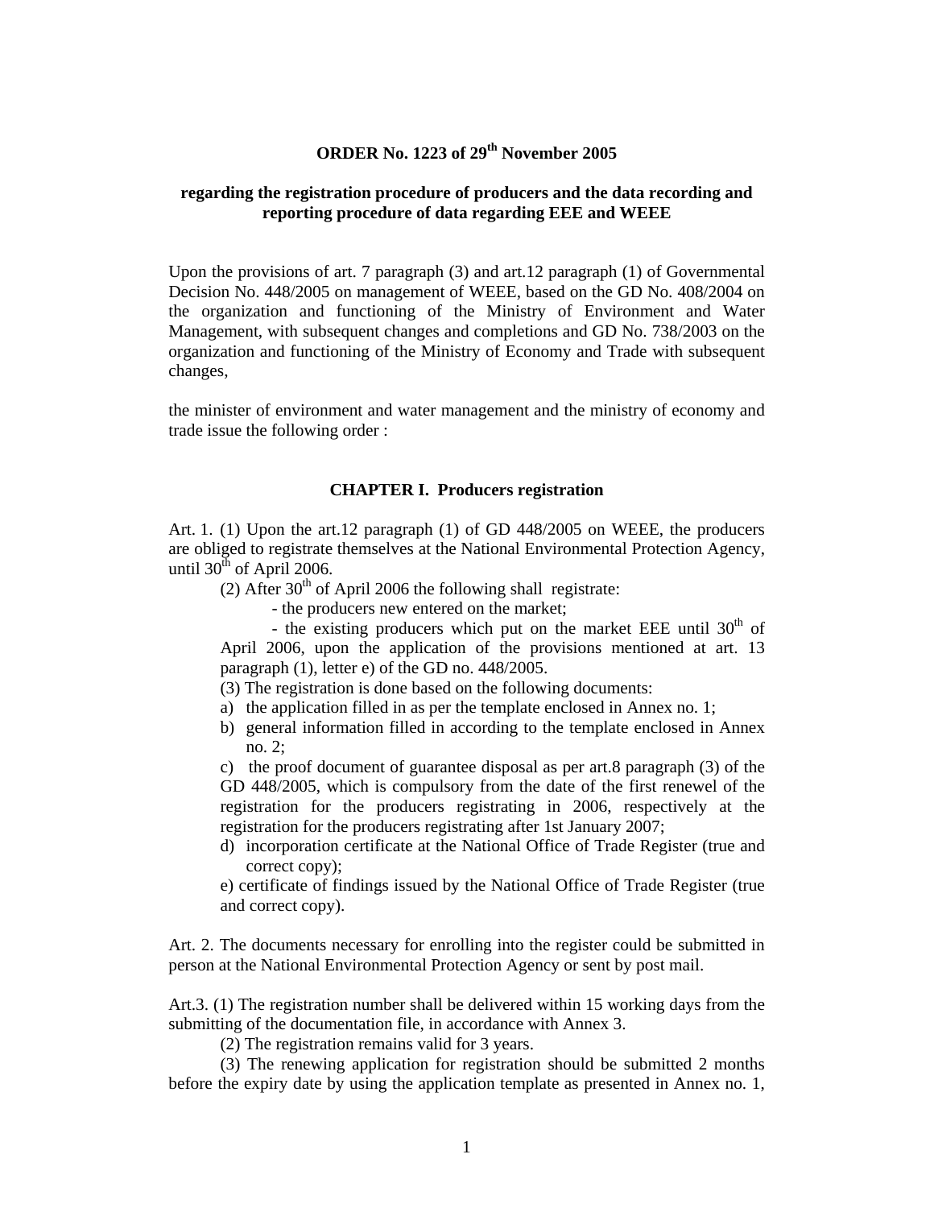## ORDER No. 1223 of 29th November 2005

### regarding the registration procedure of producers and the data recording and reporting procedure of data regarding EEE and WEEE

Upon the provisions of art. 7 paragraph (3) and art.12 paragraph (1) of Governmental Decision No. 448/2005 on management of WEEE, based on the GD No. 408/2004 on the organization and functioning of the Ministry of Environment and Water Management, with subsequent changes and completions and GD No. 738/2003 on the organization and functioning of the Ministry of Economy and Trade with subsequent changes,

the minister of environment and water management and the ministry of economy and trade issue the following order :

### CHAPTER I. Producers registration

Art. 1. (1) Upon the art.12 paragraph (1) of GD 448/2005 on WEEE, the producers are obliged to registrate themselves at the National Environmental Protection Agency, until 30th of April 2006.

(2) After 30th of April 2006 the following shall registrate:

- the producers new entered on the market;
- the existing producers which put on the market EEE until 30th of April 2006, upon the application of the provisions mentioned at art. 13 paragraph (1), letter e) of the GD no. 448/2005.

(3) The registration is done based on the following documents:

a) the application filled in as per the template enclosed in Annex no. 1;

b) general information filled in according to the template enclosed in Annex no. 2;

c) the proof document of guarantee disposal as per art.8 paragraph (3) of the GD 448/2005, which is compulsory from the date of the first renewel of the registration for the producers registrating in 2006, respectively at the registration for the producers registrating after 1st January 2007;

d) incorporation certificate at the National Office of Trade Register (true and correct copy);

e) certificate of findings issued by the National Office of Trade Register (true and correct copy).

Art. 2. The documents necessary for enrolling into the register could be submitted in person at the National Environmental Protection Agency or sent by post mail.

Art.3. (1) The registration number shall be delivered within 15 working days from the submitting of the documentation file, in accordance with Annex 3.

(2) The registration remains valid for 3 years.

(3) The renewing application for registration should be submitted 2 months before the expiry date by using the application template as presented in Annex no. 1,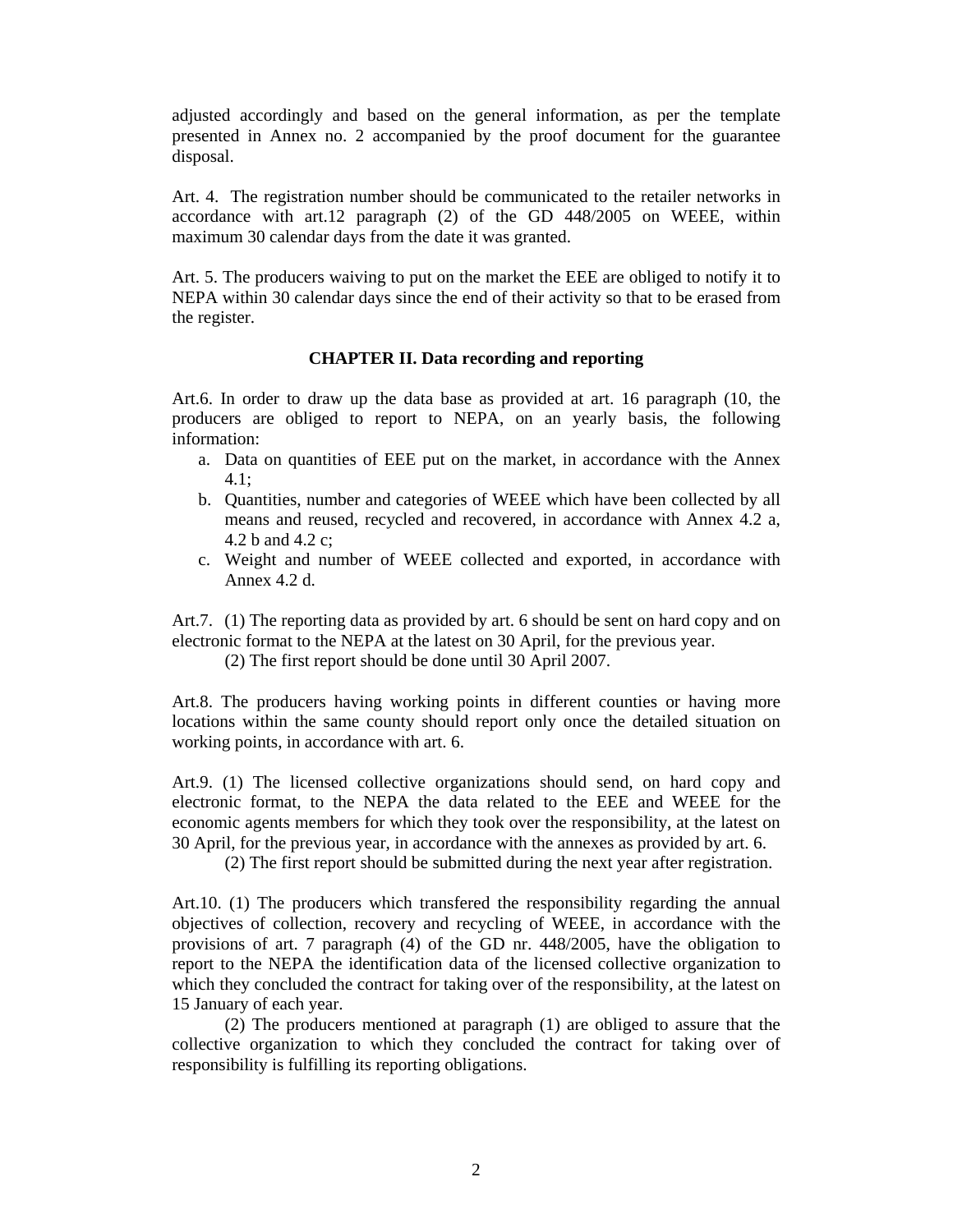adjusted accordingly and based on the general information, as per the template presented in Annex no. 2 accompanied by the proof document for the guarantee disposal.

Art. 4. The registration number should be communicated to the retailer networks in accordance with art.12 paragraph (2) of the GD 448/2005 on WEEE, within maximum 30 calendar days from the date it was granted.

Art. 5. The producers waiving to put on the market the EEE are obliged to notify it to NEPA within 30 calendar days since the end of their activity so that to be erased from the register.

### CHAPTER II. Data recording and reporting

Art.6. In order to draw up the data base as provided at art. 16 paragraph (10, the producers are obliged to report to NEPA, on an yearly basis, the following information:

a. Data on quantities of EEE put on the market, in accordance with the Annex 4.1;
b. Quantities, number and categories of WEEE which have been collected by all means and reused, recycled and recovered, in accordance with Annex 4.2 a, 4.2 b and 4.2 c;
c. Weight and number of WEEE collected and exported, in accordance with Annex 4.2 d.

Art.7. (1) The reporting data as provided by art. 6 should be sent on hard copy and on electronic format to the NEPA at the latest on 30 April, for the previous year.

(2) The first report should be done until 30 April 2007.

Art.8. The producers having working points in different counties or having more locations within the same county should report only once the detailed situation on working points, in accordance with art. 6.

Art.9. (1) The licensed collective organizations should send, on hard copy and electronic format, to the NEPA the data related to the EEE and WEEE for the economic agents members for which they took over the responsibility, at the latest on 30 April, for the previous year, in accordance with the annexes as provided by art. 6.

(2) The first report should be submitted during the next year after registration.

Art.10. (1) The producers which transfered the responsibility regarding the annual objectives of collection, recovery and recycling of WEEE, in accordance with the provisions of art. 7 paragraph (4) of the GD nr. 448/2005, have the obligation to report to the NEPA the identification data of the licensed collective organization to which they concluded the contract for taking over of the responsibility, at the latest on 15 January of each year.

(2) The producers mentioned at paragraph (1) are obliged to assure that the collective organization to which they concluded the contract for taking over of responsibility is fulfilling its reporting obligations.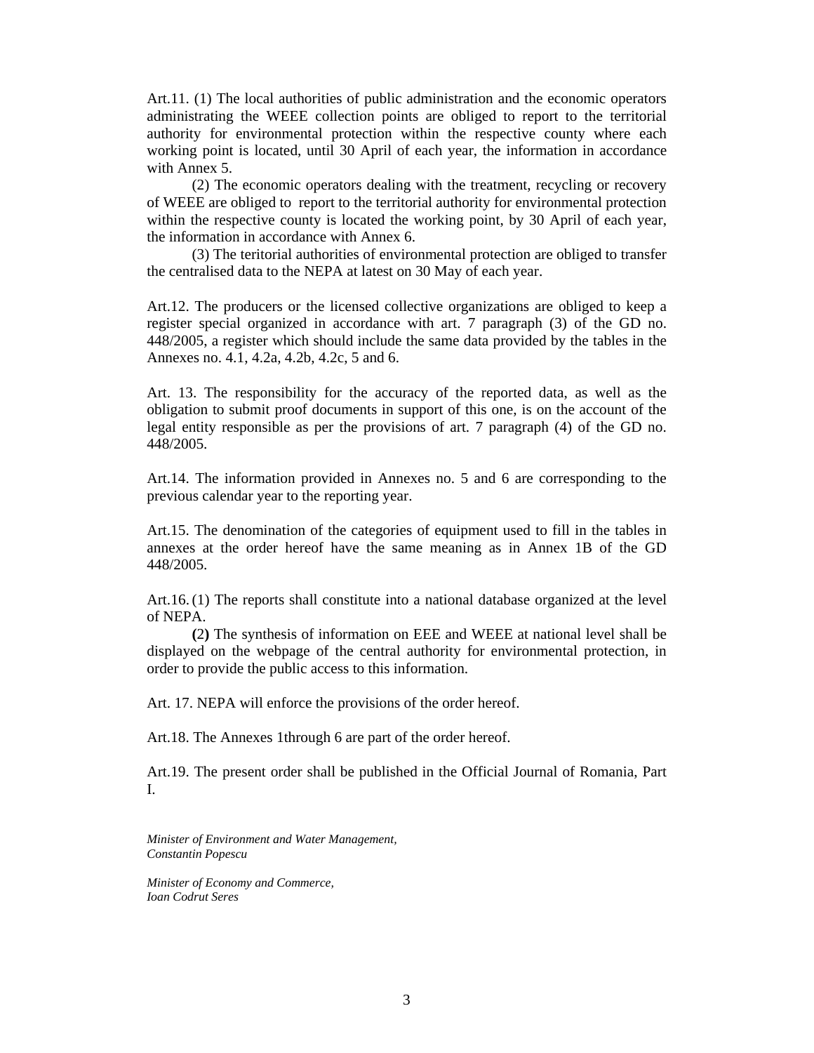Art.11. (1) The local authorities of public administration and the economic operators administrating the WEEE collection points are obliged to report to the territorial authority for environmental protection within the respective county where each working point is located, until 30 April of each year, the information in accordance with Annex 5.

(2) The economic operators dealing with the treatment, recycling or recovery of WEEE are obliged to report to the territorial authority for environmental protection within the respective county is located the working point, by 30 April of each year, the information in accordance with Annex 6.

(3) The teritorial authorities of environmental protection are obliged to transfer the centralised data to the NEPA at latest on 30 May of each year.

Art.12. The producers or the licensed collective organizations are obliged to keep a register special organized in accordance with art. 7 paragraph (3) of the GD no. 448/2005, a register which should include the same data provided by the tables in the Annexes no. 4.1, 4.2a, 4.2b, 4.2c, 5 and 6.

Art. 13. The responsibility for the accuracy of the reported data, as well as the obligation to submit proof documents in support of this one, is on the account of the legal entity responsible as per the provisions of art. 7 paragraph (4) of the GD no. 448/2005.

Art.14. The information provided in Annexes no. 5 and 6 are corresponding to the previous calendar year to the reporting year.

Art.15. The denomination of the categories of equipment used to fill in the tables in annexes at the order hereof have the same meaning as in Annex 1B of the GD 448/2005.

Art.16. (1) The reports shall constitute into a national database organized at the level of NEPA.

**(**2**)** The synthesis of information on EEE and WEEE at national level shall be displayed on the webpage of the central authority for environmental protection, in order to provide the public access to this information.

Art. 17. NEPA will enforce the provisions of the order hereof.

Art.18. The Annexes 1through 6 are part of the order hereof.

Art.19. The present order shall be published in the Official Journal of Romania, Part I.

*Minister of Environment and Water Management,*
*Constantin Popescu*

*Minister of Economy and Commerce,*
*Ioan Codrut Seres*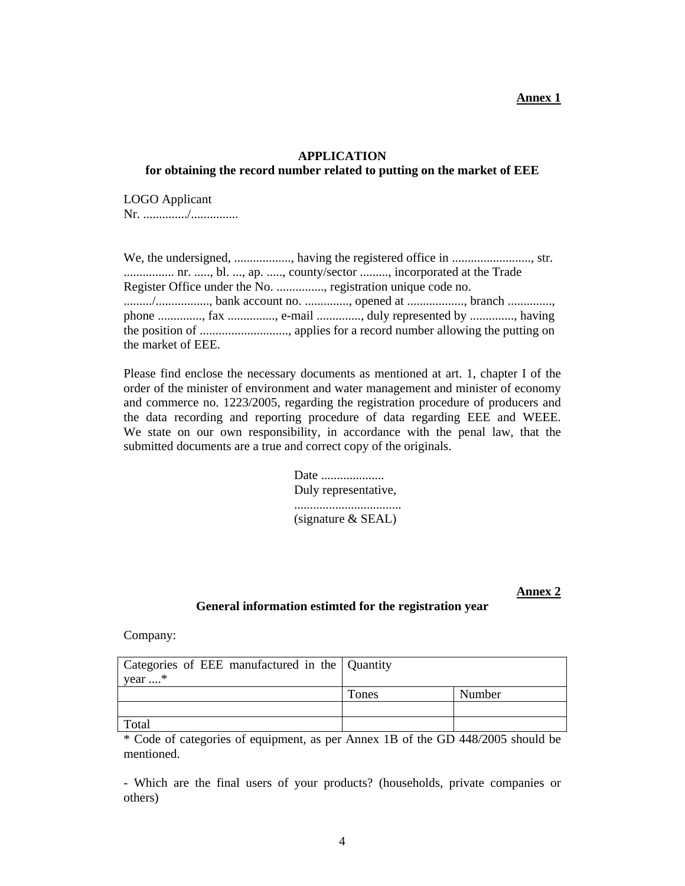**Annex 1**

**APPLICATION**
**for obtaining the record number related to putting on the market of EEE**

LOGO Applicant
Nr. ............../...............

We, the undersigned, .................., having the registered office in ........................., str. ................ nr. ....., bl. ..., ap. ....., county/sector ........., incorporated at the Trade Register Office under the No. ..............., registration unique code no. ........./................., bank account no. .............., opened at .................., branch .............., phone .............., fax ..............., e-mail .............., duly represented by .............., having the position of ............................, applies for a record number allowing the putting on the market of EEE.

Please find enclose the necessary documents as mentioned at art. 1, chapter I of the order of the minister of environment and water management and minister of economy and commerce no. 1223/2005, regarding the registration procedure of producers and the data recording and reporting procedure of data regarding EEE and WEEE. We state on our own responsibility, in accordance with the penal law, that the submitted documents are a true and correct copy of the originals.

Date ....................
Duly representative,
.................................
(signature & SEAL)

**Annex 2**

**General information estimted for the registration year**

Company:

| Categories of EEE manufactured in the year ....* | Quantity | |
|---|---|---|
| | Tones | Number |
| | | |
| Total | | |

* Code of categories of equipment, as per Annex 1B of the GD 448/2005 should be mentioned.

- Which are the final users of your products? (households, private companies or others)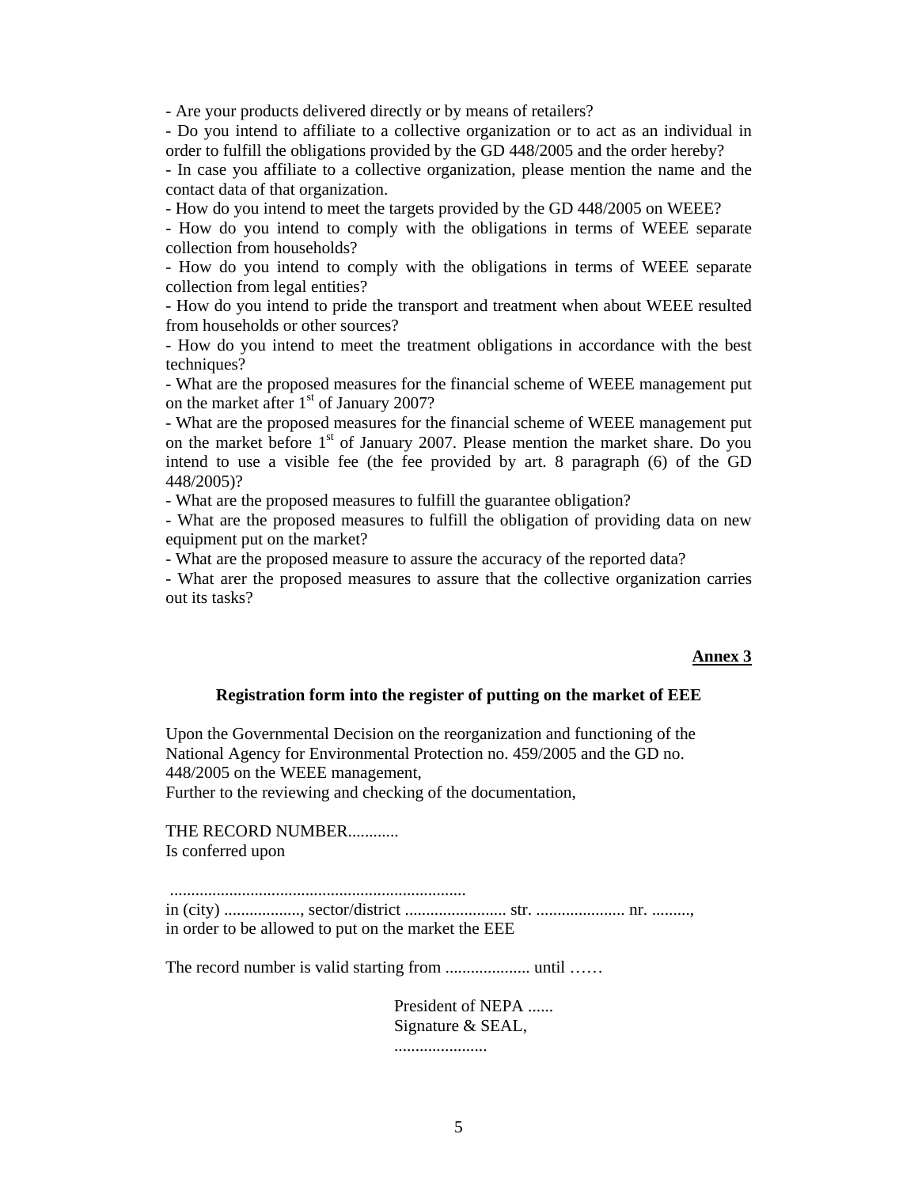- Are your products delivered directly or by means of retailers?
- Do you intend to affiliate to a collective organization or to act as an individual in order to fulfill the obligations provided by the GD 448/2005 and the order hereby?
- In case you affiliate to a collective organization, please mention the name and the contact data of that organization.
- How do you intend to meet the targets provided by the GD 448/2005 on WEEE?
- How do you intend to comply with the obligations in terms of WEEE separate collection from households?
- How do you intend to comply with the obligations in terms of WEEE separate collection from legal entities?
- How do you intend to pride the transport and treatment when about WEEE resulted from households or other sources?
- How do you intend to meet the treatment obligations in accordance with the best techniques?
- What are the proposed measures for the financial scheme of WEEE management put on the market after 1st of January 2007?
- What are the proposed measures for the financial scheme of WEEE management put on the market before 1st of January 2007. Please mention the market share. Do you intend to use a visible fee (the fee provided by art. 8 paragraph (6) of the GD 448/2005)?
- What are the proposed measures to fulfill the guarantee obligation?
- What are the proposed measures to fulfill the obligation of providing data on new equipment put on the market?
- What are the proposed measure to assure the accuracy of the reported data?
- What arer the proposed measures to assure that the collective organization carries out its tasks?

**Annex 3**

**Registration form into the register of putting on the market of EEE**

Upon the Governmental Decision on the reorganization and functioning of the National Agency for Environmental Protection no. 459/2005 and the GD no. 448/2005 on the WEEE management,
Further to the reviewing and checking of the documentation,

THE RECORD NUMBER............
Is conferred upon

......................................................................
in (city) .................., sector/district ........................ str. ..................... nr. ........., in order to be allowed to put on the market the EEE

The record number is valid starting from .................... until ……

President of NEPA ......
Signature & SEAL,
......................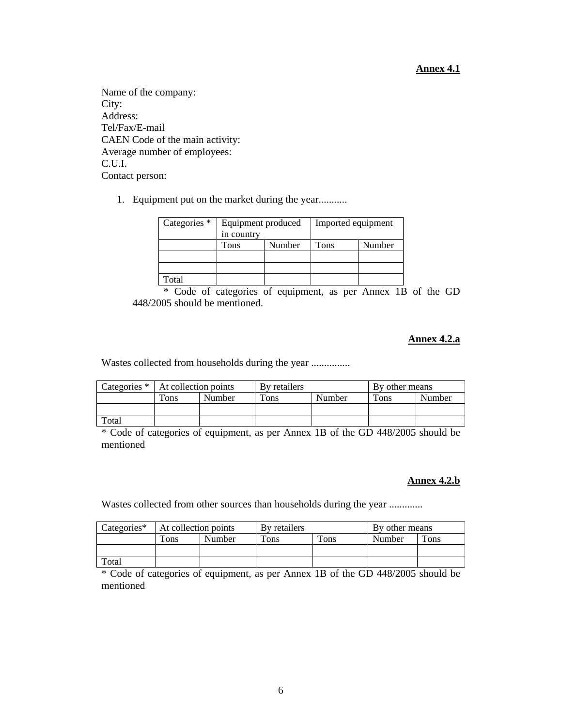**Annex 4.1**

Name of the company:
City:
Address:
Tel/Fax/E-mail
CAEN Code of the main activity:
Average number of employees:
C.U.I.
Contact person:

1. Equipment put on the market during the year...........

| Categories * | Equipment produced in country | | Imported equipment | |
|---|---|---|---|---|
| | Tons | Number | Tons | Number |
| | | | | |
| | | | | |
| Total | | | | |

\* Code of categories of equipment, as per Annex 1B of the GD 448/2005 should be mentioned.

**Annex 4.2.a**

Wastes collected from households during the year ...............

| Categories * | At collection points | | By retailers | | By other means | |
|---|---|---|---|---|---|---|
| | Tons | Number | Tons | Number | Tons | Number |
| | | | | | | |
| Total | | | | | | |

\* Code of categories of equipment, as per Annex 1B of the GD 448/2005 should be mentioned

**Annex 4.2.b**

Wastes collected from other sources than households during the year .............

| Categories* | At collection points | | By retailers | | By other means | |
|---|---|---|---|---|---|---|
| | Tons | Number | Tons | Tons | Number | Tons |
| | | | | | | |
| Total | | | | | | |

\* Code of categories of equipment, as per Annex 1B of the GD 448/2005 should be mentioned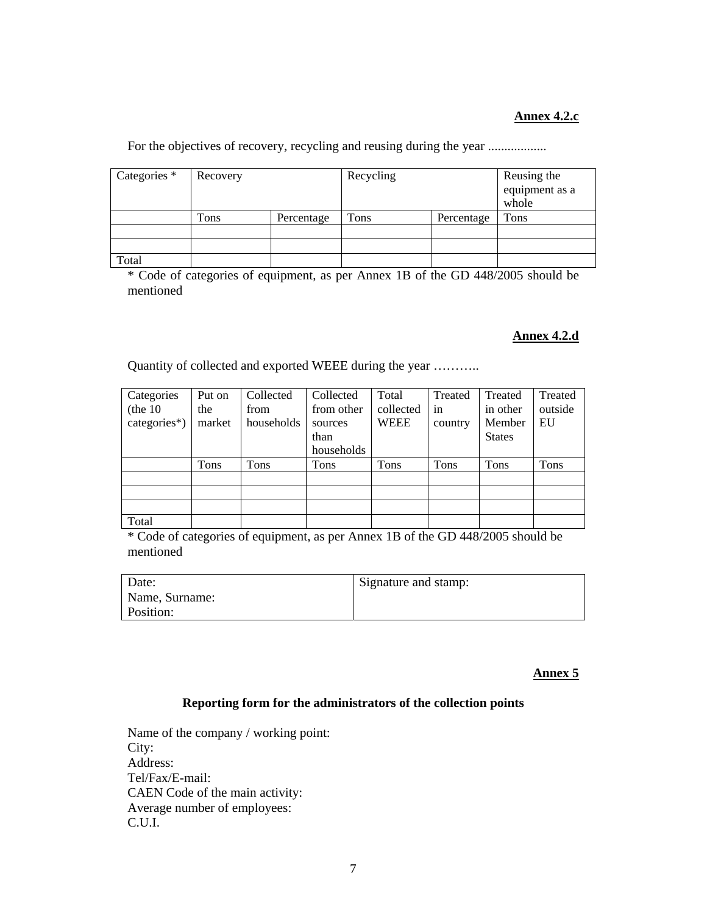**Annex 4.2.c**

For the objectives of recovery, recycling and reusing during the year ..................

| Categories * | Recovery | | Recycling | | Reusing the equipment as a whole |
|---|---|---|---|---|---|
| | Tons | Percentage | Tons | Percentage | Tons |
| | | | | | |
| | | | | | |
| Total | | | | | |

* Code of categories of equipment, as per Annex 1B of the GD 448/2005 should be mentioned

**Annex 4.2.d**

Quantity of collected and exported WEEE during the year ………..

| Categories (the 10 categories*) | Put on the market | Collected from households | Collected from other sources than households | Total collected WEEE | Treated in country | Treated in other Member States | Treated outside EU |
|---|---|---|---|---|---|---|---|
| | Tons | Tons | Tons | Tons | Tons | Tons | Tons |
| | | | | | | | |
| | | | | | | | |
| | | | | | | | |
| Total | | | | | | | |

* Code of categories of equipment, as per Annex 1B of the GD 448/2005 should be mentioned

| | |
|---|---|
| Date:<br>Name, Surname:<br>Position: | Signature and stamp: |

**Annex 5**

## Reporting form for the administrators of the collection points

Name of the company / working point:
City:
Address:
Tel/Fax/E-mail:
CAEN Code of the main activity:
Average number of employees:
C.U.I.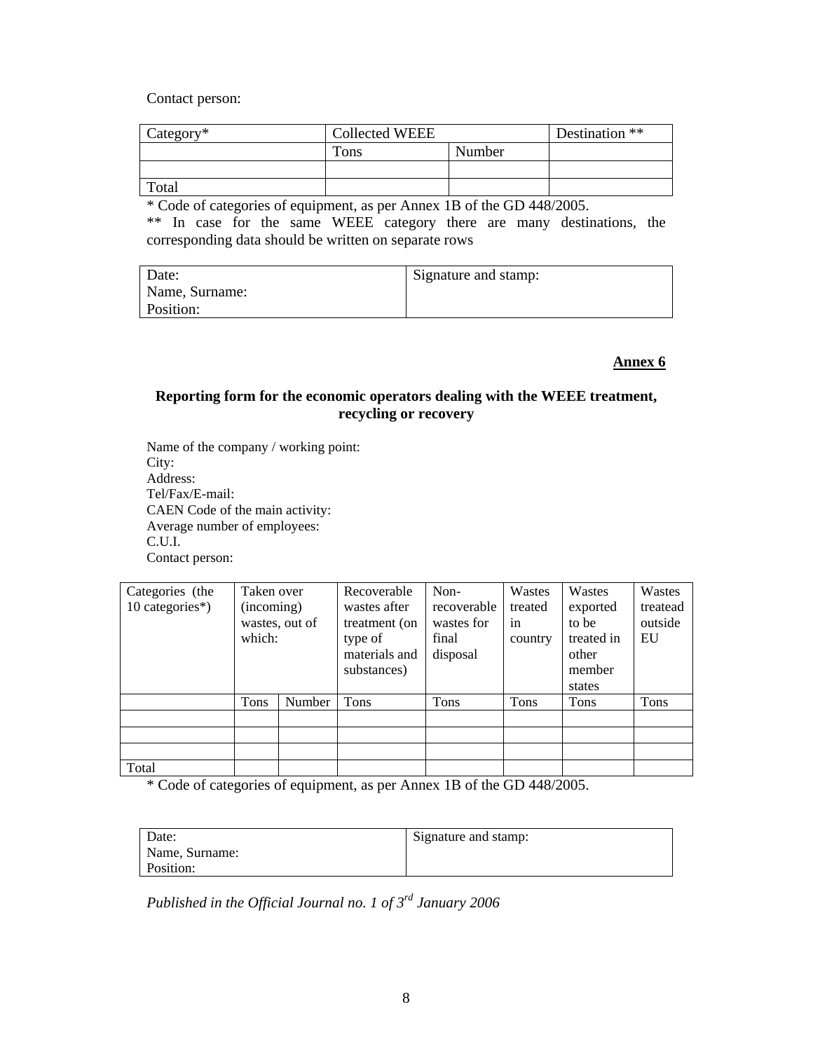Contact person:

| Category* | Collected WEEE | | Destination ** |
|---|---|---|---|
| | Tons | Number | |
| | | | |
| Total | | | |

\* Code of categories of equipment, as per Annex 1B of the GD 448/2005.

** In case for the same WEEE category there are many destinations, the corresponding data should be written on separate rows

| | |
|---|---|
| Date:<br>Name, Surname:<br>Position: | Signature and stamp: |

**Annex 6**

**Reporting form for the economic operators dealing with the WEEE treatment, recycling or recovery**

Name of the company / working point:
City:
Address:
Tel/Fax/E-mail:
CAEN Code of the main activity:
Average number of employees:
C.U.I.
Contact person:

| Categories (the 10 categories*) | Taken over (incoming) wastes, out of which: | | Recoverable wastes after treatment (on type of materials and substances) | Non-recoverable wastes for final disposal | Wastes treated in country | Wastes exported to be treated in other member states | Wastes treatead outside EU |
|---|---|---|---|---|---|---|---|
| | Tons | Number | Tons | Tons | Tons | Tons | Tons |
| | | | | | | | |
| | | | | | | | |
| | | | | | | | |
| Total | | | | | | | |

\* Code of categories of equipment, as per Annex 1B of the GD 448/2005.

| | |
|---|---|
| Date:<br>Name, Surname:<br>Position: | Signature and stamp: |

*Published in the Official Journal no. 1 of 3rd January 2006*